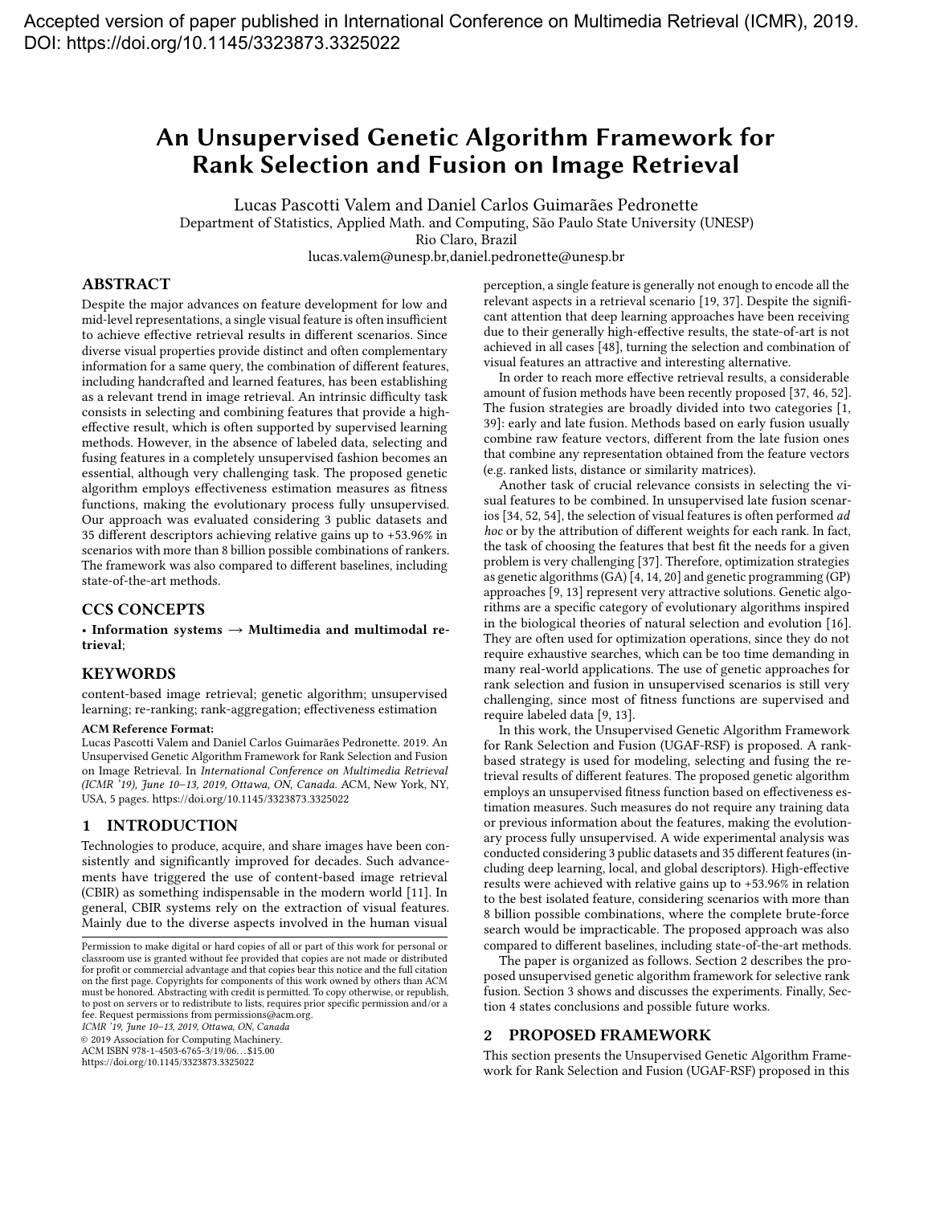Accepted version of paper published in International Conference on Multimedia Retrieval (ICMR), 2019.
DOI: https://doi.org/10.1145/3323873.3325022

# An Unsupervised Genetic Algorithm Framework for Rank Selection and Fusion on Image Retrieval

Lucas Pascotti Valem and Daniel Carlos Guimarães Pedronette
Department of Statistics, Applied Math. and Computing, São Paulo State University (UNESP)
Rio Claro, Brazil
lucas.valem@unesp.br,daniel.pedronette@unesp.br

## ABSTRACT

Despite the major advances on feature development for low and mid-level representations, a single visual feature is often insufficient to achieve effective retrieval results in different scenarios. Since diverse visual properties provide distinct and often complementary information for a same query, the combination of different features, including handcrafted and learned features, has been establishing as a relevant trend in image retrieval. An intrinsic difficulty task consists in selecting and combining features that provide a high-effective result, which is often supported by supervised learning methods. However, in the absence of labeled data, selecting and fusing features in a completely unsupervised fashion becomes an essential, although very challenging task. The proposed genetic algorithm employs effectiveness estimation measures as fitness functions, making the evolutionary process fully unsupervised. Our approach was evaluated considering 3 public datasets and 35 different descriptors achieving relative gains up to +53.96% in scenarios with more than 8 billion possible combinations of rankers. The framework was also compared to different baselines, including state-of-the-art methods.

## CCS CONCEPTS

• **Information systems → Multimedia and multimodal retrieval**;

## KEYWORDS

content-based image retrieval; genetic algorithm; unsupervised learning; re-ranking; rank-aggregation; effectiveness estimation

**ACM Reference Format:**
Lucas Pascotti Valem and Daniel Carlos Guimarães Pedronette. 2019. An Unsupervised Genetic Algorithm Framework for Rank Selection and Fusion on Image Retrieval. In *International Conference on Multimedia Retrieval (ICMR '19), June 10–13, 2019, Ottawa, ON, Canada.* ACM, New York, NY, USA, 5 pages. https://doi.org/10.1145/3323873.3325022

## 1 INTRODUCTION

Technologies to produce, acquire, and share images have been consistently and significantly improved for decades. Such advancements have triggered the use of content-based image retrieval (CBIR) as something indispensable in the modern world [11]. In general, CBIR systems rely on the extraction of visual features. Mainly due to the diverse aspects involved in the human visual perception, a single feature is generally not enough to encode all the relevant aspects in a retrieval scenario [19, 37]. Despite the significant attention that deep learning approaches have been receiving due to their generally high-effective results, the state-of-art is not achieved in all cases [48], turning the selection and combination of visual features an attractive and interesting alternative.

In order to reach more effective retrieval results, a considerable amount of fusion methods have been recently proposed [37, 46, 52]. The fusion strategies are broadly divided into two categories [1, 39]: early and late fusion. Methods based on early fusion usually combine raw feature vectors, different from the late fusion ones that combine any representation obtained from the feature vectors (e.g. ranked lists, distance or similarity matrices).

Another task of crucial relevance consists in selecting the visual features to be combined. In unsupervised late fusion scenarios [34, 52, 54], the selection of visual features is often performed *ad hoc* or by the attribution of different weights for each rank. In fact, the task of choosing the features that best fit the needs for a given problem is very challenging [37]. Therefore, optimization strategies as genetic algorithms (GA) [4, 14, 20] and genetic programming (GP) approaches [9, 13] represent very attractive solutions. Genetic algorithms are a specific category of evolutionary algorithms inspired in the biological theories of natural selection and evolution [16]. They are often used for optimization operations, since they do not require exhaustive searches, which can be too time demanding in many real-world applications. The use of genetic approaches for rank selection and fusion in unsupervised scenarios is still very challenging, since most of fitness functions are supervised and require labeled data [9, 13].

In this work, the Unsupervised Genetic Algorithm Framework for Rank Selection and Fusion (UGAF-RSF) is proposed. A rank-based strategy is used for modeling, selecting and fusing the retrieval results of different features. The proposed genetic algorithm employs an unsupervised fitness function based on effectiveness estimation measures. Such measures do not require any training data or previous information about the features, making the evolutionary process fully unsupervised. A wide experimental analysis was conducted considering 3 public datasets and 35 different features (including deep learning, local, and global descriptors). High-effective results were achieved with relative gains up to +53.96% in relation to the best isolated feature, considering scenarios with more than 8 billion possible combinations, where the complete brute-force search would be impracticable. The proposed approach was also compared to different baselines, including state-of-the-art methods.

The paper is organized as follows. Section 2 describes the proposed unsupervised genetic algorithm framework for selective rank fusion. Section 3 shows and discusses the experiments. Finally, Section 4 states conclusions and possible future works.

## 2 PROPOSED FRAMEWORK

This section presents the Unsupervised Genetic Algorithm Framework for Rank Selection and Fusion (UGAF-RSF) proposed in this

Permission to make digital or hard copies of all or part of this work for personal or classroom use is granted without fee provided that copies are not made or distributed for profit or commercial advantage and that copies bear this notice and the full citation on the first page. Copyrights for components of this work owned by others than ACM must be honored. Abstracting with credit is permitted. To copy otherwise, or republish, to post on servers or to redistribute to lists, requires prior specific permission and/or a fee. Request permissions from permissions@acm.org.
*ICMR '19, June 10–13, 2019, Ottawa, ON, Canada*
© 2019 Association for Computing Machinery.
ACM ISBN 978-1-4503-6765-3/19/06…$15.00
https://doi.org/10.1145/3323873.3325022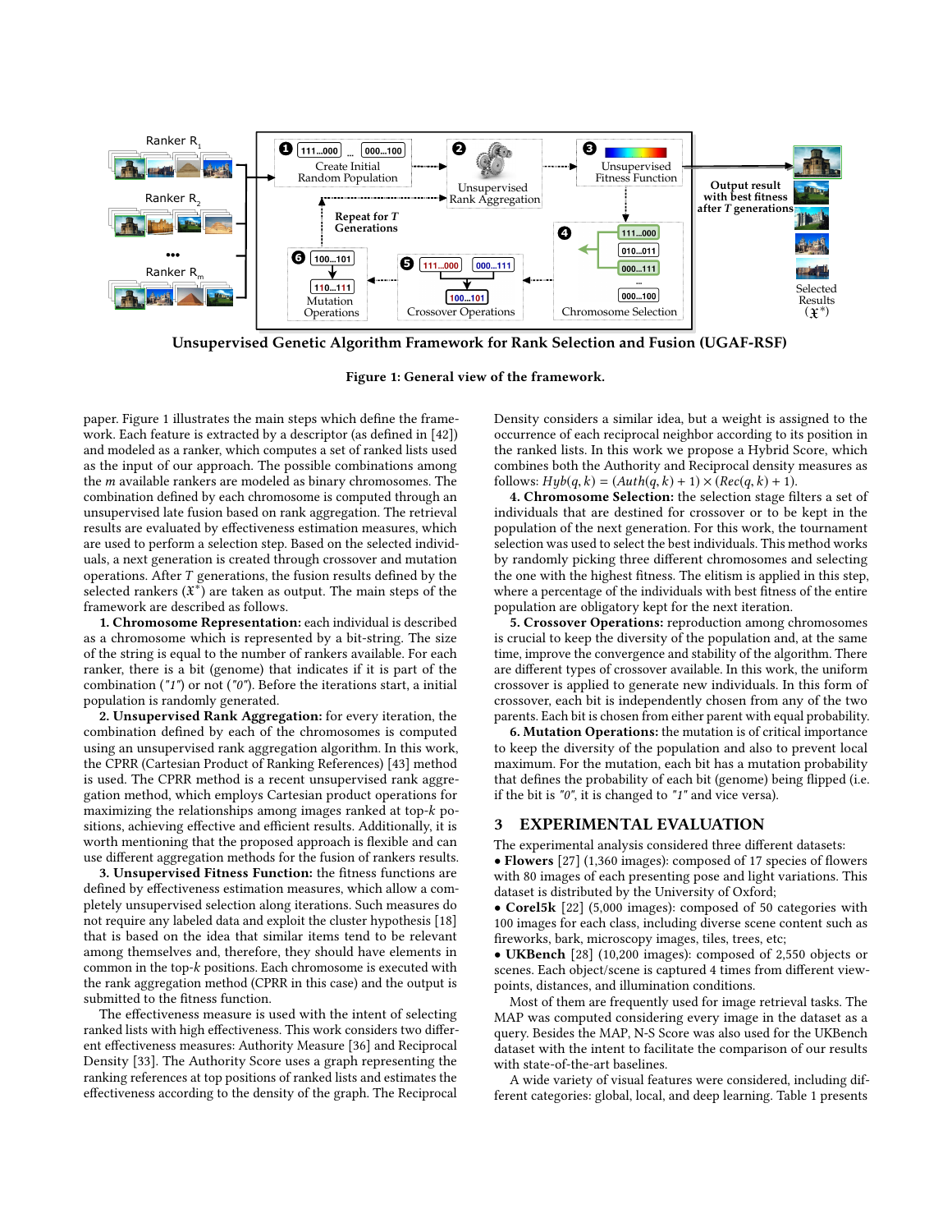Unsupervised Genetic Algorithm Framework for Rank Selection and Fusion (UGAF-RSF)

**Figure 1: General view of the framework.**

paper. Figure 1 illustrates the main steps which define the framework. Each feature is extracted by a descriptor (as defined in [42]) and modeled as a ranker, which computes a set of ranked lists used as the input of our approach. The possible combinations among the $m$ available rankers are modeled as binary chromosomes. The combination defined by each chromosome is computed through an unsupervised late fusion based on rank aggregation. The retrieval results are evaluated by effectiveness estimation measures, which are used to perform a selection step. Based on the selected individuals, a next generation is created through crossover and mutation operations. After $T$ generations, the fusion results defined by the selected rankers ($\mathfrak{X}^*$) are taken as output. The main steps of the framework are described as follows.

**1. Chromosome Representation:** each individual is described as a chromosome which is represented by a bit-string. The size of the string is equal to the number of rankers available. For each ranker, there is a bit (genome) that indicates if it is part of the combination (*"1"*) or not (*"0"*). Before the iterations start, a initial population is randomly generated.

**2. Unsupervised Rank Aggregation:** for every iteration, the combination defined by each of the chromosomes is computed using an unsupervised rank aggregation algorithm. In this work, the CPRR (Cartesian Product of Ranking References) [43] method is used. The CPRR method is a recent unsupervised rank aggregation method, which employs Cartesian product operations for maximizing the relationships among images ranked at top-$k$ positions, achieving effective and efficient results. Additionally, it is worth mentioning that the proposed approach is flexible and can use different aggregation methods for the fusion of rankers results.

**3. Unsupervised Fitness Function:** the fitness functions are defined by effectiveness estimation measures, which allow a completely unsupervised selection along iterations. Such measures do not require any labeled data and exploit the cluster hypothesis [18] that is based on the idea that similar items tend to be relevant among themselves and, therefore, they should have elements in common in the top-$k$ positions. Each chromosome is executed with the rank aggregation method (CPRR in this case) and the output is submitted to the fitness function.

The effectiveness measure is used with the intent of selecting ranked lists with high effectiveness. This work considers two different effectiveness measures: Authority Measure [36] and Reciprocal Density [33]. The Authority Score uses a graph representing the ranking references at top positions of ranked lists and estimates the effectiveness according to the density of the graph. The Reciprocal Density considers a similar idea, but a weight is assigned to the occurrence of each reciprocal neighbor according to its position in the ranked lists. In this work we propose a Hybrid Score, which combines both the Authority and Reciprocal density measures as follows: $Hyb(q, k) = (Auth(q, k) + 1) \times (Rec(q, k) + 1)$.

**4. Chromosome Selection:** the selection stage filters a set of individuals that are destined for crossover or to be kept in the population of the next generation. For this work, the tournament selection was used to select the best individuals. This method works by randomly picking three different chromosomes and selecting the one with the highest fitness. The elitism is applied in this step, where a percentage of the individuals with best fitness of the entire population are obligatory kept for the next iteration.

**5. Crossover Operations:** reproduction among chromosomes is crucial to keep the diversity of the population and, at the same time, improve the convergence and stability of the algorithm. There are different types of crossover available. In this work, the uniform crossover is applied to generate new individuals. In this form of crossover, each bit is independently chosen from any of the two parents. Each bit is chosen from either parent with equal probability.

**6. Mutation Operations:** the mutation is of critical importance to keep the diversity of the population and also to prevent local maximum. For the mutation, each bit has a mutation probability that defines the probability of each bit (genome) being flipped (i.e. if the bit is *"0"*, it is changed to *"1"* and vice versa).

## 3 EXPERIMENTAL EVALUATION

The experimental analysis considered three different datasets:

- **Flowers** [27] (1,360 images): composed of 17 species of flowers with 80 images of each presenting pose and light variations. This dataset is distributed by the University of Oxford;
- **Corel5k** [22] (5,000 images): composed of 50 categories with 100 images for each class, including diverse scene content such as fireworks, bark, microscopy images, tiles, trees, etc;
- **UKBench** [28] (10,200 images): composed of 2,550 objects or scenes. Each object/scene is captured 4 times from different viewpoints, distances, and illumination conditions.

Most of them are frequently used for image retrieval tasks. The MAP was computed considering every image in the dataset as a query. Besides the MAP, N-S Score was also used for the UKBench dataset with the intent to facilitate the comparison of our results with state-of-the-art baselines.

A wide variety of visual features were considered, including different categories: global, local, and deep learning. Table 1 presents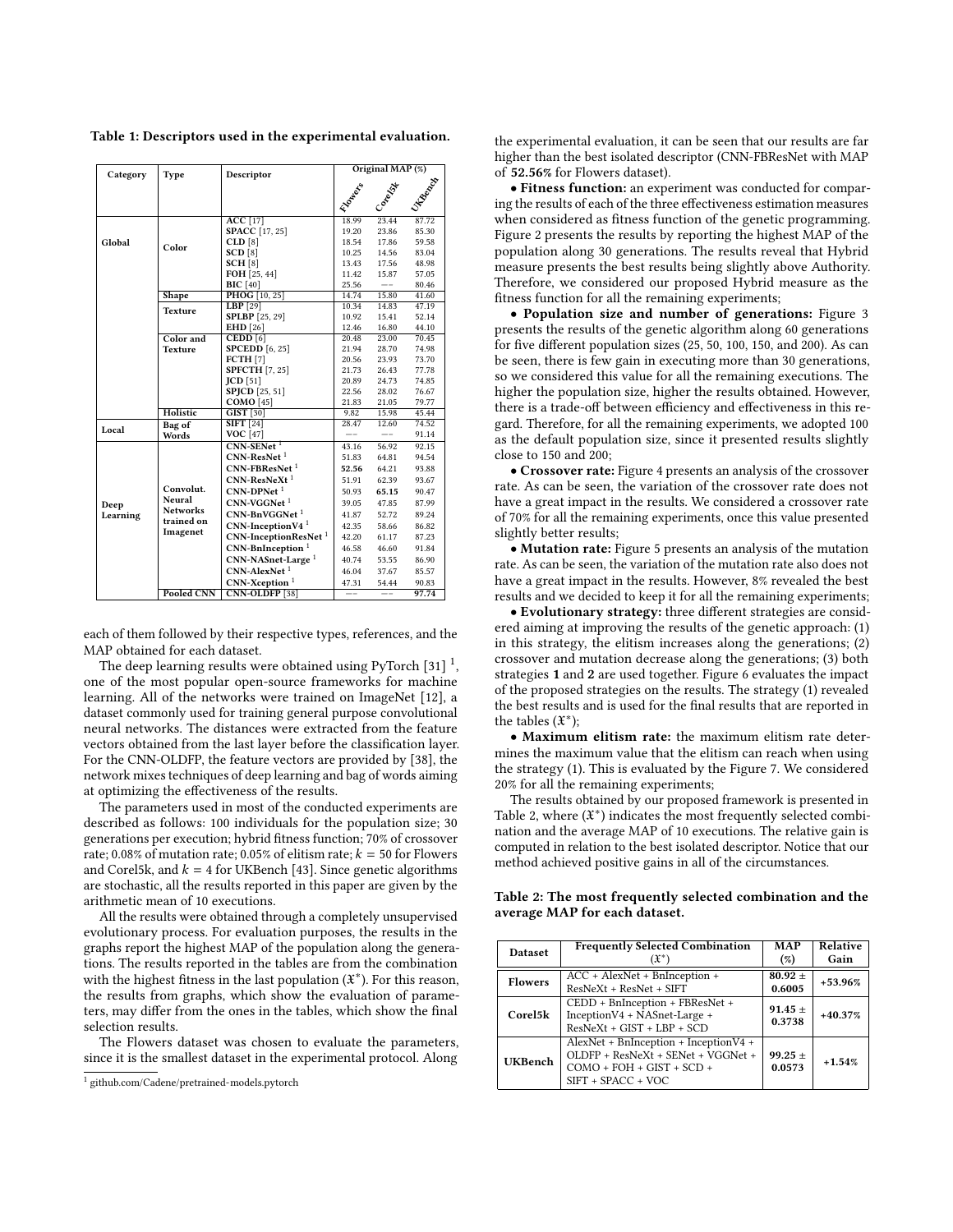**Table 1: Descriptors used in the experimental evaluation.**

| Category | Type | Descriptor | Original MAP (%) Flowers | Corel5k | UKBench |
|---|---|---|---|---|---|
| Global | Color | **ACC** [17] | 18.99 | 23.44 | 87.72 |
| | | **SPACC** [17, 25] | 19.20 | 23.86 | 85.30 |
| | | **CLD** [8] | 18.54 | 17.86 | 59.58 |
| | | **SCD** [8] | 10.25 | 14.56 | 83.04 |
| | | **SCH** [8] | 13.43 | 17.56 | 48.98 |
| | | **FOH** [25, 44] | 11.42 | 15.87 | 57.05 |
| | | **BIC** [40] | 25.56 | −− | 80.46 |
| | Shape | **PHOG** [10, 25] | 14.74 | 15.80 | 41.60 |
| | Texture | **LBP** [29] | 10.34 | 14.83 | 47.19 |
| | | **SPLBP** [25, 29] | 10.92 | 15.41 | 52.14 |
| | | **EHD** [26] | 12.46 | 16.80 | 44.10 |
| | Color and Texture | **CEDD** [6] | 20.48 | 23.00 | 70.45 |
| | | **SPCEDD** [6, 25] | 21.94 | 28.70 | 74.98 |
| | | **FCTH** [7] | 20.56 | 23.93 | 73.70 |
| | | **SPFCTH** [7, 25] | 21.73 | 26.43 | 77.78 |
| | | **JCD** [51] | 20.89 | 24.73 | 74.85 |
| | | **SPJCD** [25, 51] | 22.56 | 28.02 | 76.67 |
| | | **COMO** [45] | 21.83 | 21.05 | 79.77 |
| | Holistic | **GIST** [30] | 9.82 | 15.98 | 45.44 |
| Local | Bag of Words | **SIFT** [24] | 28.47 | 12.60 | 74.52 |
| | | **VOC** [47] | −− | −− | 91.14 |
| Deep Learning | Convolut. Neural Networks trained on Imagenet | **CNN-SENet** [1] | 43.16 | 56.92 | 92.15 |
| | | **CNN-ResNet** [1] | 51.83 | 64.81 | 94.54 |
| | | **CNN-FBResNet** [1] | **52.56** | 64.21 | 93.88 |
| | | **CNN-ResNeXt** [1] | 51.91 | 62.39 | 93.67 |
| | | **CNN-DPNet** [1] | 50.93 | **65.15** | 90.47 |
| | | **CNN-VGGNet** [1] | 39.05 | 47.85 | 87.99 |
| | | **CNN-BnVGGNet** [1] | 41.87 | 52.72 | 89.24 |
| | | **CNN-InceptionV4** [1] | 42.35 | 58.66 | 86.82 |
| | | **CNN-InceptionResNet** [1] | 42.20 | 61.17 | 87.23 |
| | | **CNN-BnInception** [1] | 46.58 | 46.60 | 91.84 |
| | | **CNN-NASnet-Large** [1] | 40.74 | 53.55 | 86.90 |
| | | **CNN-AlexNet** [1] | 46.04 | 37.67 | 85.57 |
| | | **CNN-Xception** [1] | 47.31 | 54.44 | 90.83 |
| | Pooled CNN | **CNN-OLDFP** [38] | −− | −− | **97.74** |

each of them followed by their respective types, references, and the MAP obtained for each dataset.

The deep learning results were obtained using PyTorch [31] [1], one of the most popular open-source frameworks for machine learning. All of the networks were trained on ImageNet [12], a dataset commonly used for training general purpose convolutional neural networks. The distances were extracted from the feature vectors obtained from the last layer before the classification layer. For the CNN-OLDFP, the feature vectors are provided by [38], the network mixes techniques of deep learning and bag of words aiming at optimizing the effectiveness of the results.

The parameters used in most of the conducted experiments are described as follows: 100 individuals for the population size; 30 generations per execution; hybrid fitness function; 70% of crossover rate; 0.08% of mutation rate; 0.05% of elitism rate; $k = 50$ for Flowers and Corel5k, and $k = 4$ for UKBench [43]. Since genetic algorithms are stochastic, all the results reported in this paper are given by the arithmetic mean of 10 executions.

All the results were obtained through a completely unsupervised evolutionary process. For evaluation purposes, the results in the graphs report the highest MAP of the population along the generations. The results reported in the tables are from the combination with the highest fitness in the last population ($\mathfrak{X}^*$). For this reason, the results from graphs, which show the evaluation of parameters, may differ from the ones in the tables, which show the final selection results.

The Flowers dataset was chosen to evaluate the parameters, since it is the smallest dataset in the experimental protocol. Along the experimental evaluation, it can be seen that our results are far higher than the best isolated descriptor (CNN-FBResNet with MAP of **52.56%** for Flowers dataset).

- **Fitness function:** an experiment was conducted for comparing the results of each of the three effectiveness estimation measures when considered as fitness function of the genetic programming. Figure 2 presents the results by reporting the highest MAP of the population along 30 generations. The results reveal that Hybrid measure presents the best results being slightly above Authority. Therefore, we considered our proposed Hybrid measure as the fitness function for all the remaining experiments;
- **Population size and number of generations:** Figure 3 presents the results of the genetic algorithm along 60 generations for five different population sizes (25, 50, 100, 150, and 200). As can be seen, there is few gain in executing more than 30 generations, so we considered this value for all the remaining executions. The higher the population size, higher the results obtained. However, there is a trade-off between efficiency and effectiveness in this regard. Therefore, for all the remaining experiments, we adopted 100 as the default population size, since it presented results slightly close to 150 and 200;
- **Crossover rate:** Figure 4 presents an analysis of the crossover rate. As can be seen, the variation of the crossover rate does not have a great impact in the results. We considered a crossover rate of 70% for all the remaining experiments, once this value presented slightly better results;
- **Mutation rate:** Figure 5 presents an analysis of the mutation rate. As can be seen, the variation of the mutation rate also does not have a great impact in the results. However, 8% revealed the best results and we decided to keep it for all the remaining experiments;
- **Evolutionary strategy:** three different strategies are considered aiming at improving the results of the genetic approach: (1) in this strategy, the elitism increases along the generations; (2) crossover and mutation decrease along the generations; (3) both strategies **1** and **2** are used together. Figure 6 evaluates the impact of the proposed strategies on the results. The strategy (1) revealed the best results and is used for the final results that are reported in the tables ($\mathfrak{X}^*$);
- **Maximum elitism rate:** the maximum elitism rate determines the maximum value that the elitism can reach when using the strategy (1). This is evaluated by the Figure 7. We considered 20% for all the remaining experiments;

The results obtained by our proposed framework is presented in Table 2, where ($\mathfrak{X}^*$) indicates the most frequently selected combination and the average MAP of 10 executions. The relative gain is computed in relation to the best isolated descriptor. Notice that our method achieved positive gains in all of the circumstances.

**Table 2: The most frequently selected combination and the average MAP for each dataset.**

| Dataset | Frequently Selected Combination ($\mathfrak{X}^*$) | MAP (%) | Relative Gain |
|---|---|---|---|
| **Flowers** | ACC + AlexNet + BnInception + ResNeXt + ResNet + SIFT | **80.92 ± 0.6005** | **+53.96%** |
| **Corel5k** | CEDD + BnInception + FBResNet + InceptionV4 + NASnet-Large + ResNeXt + GIST + LBP + SCD | **91.45 ± 0.3738** | **+40.37%** |
| **UKBench** | AlexNet + BnInception + InceptionV4 + OLDFP + ResNeXt + SENet + VGGNet + COMO + FOH + GIST + SCD + SIFT + SPACC + VOC | **99.25 ± 0.0573** | **+1.54%** |

[1] github.com/Cadene/pretrained-models.pytorch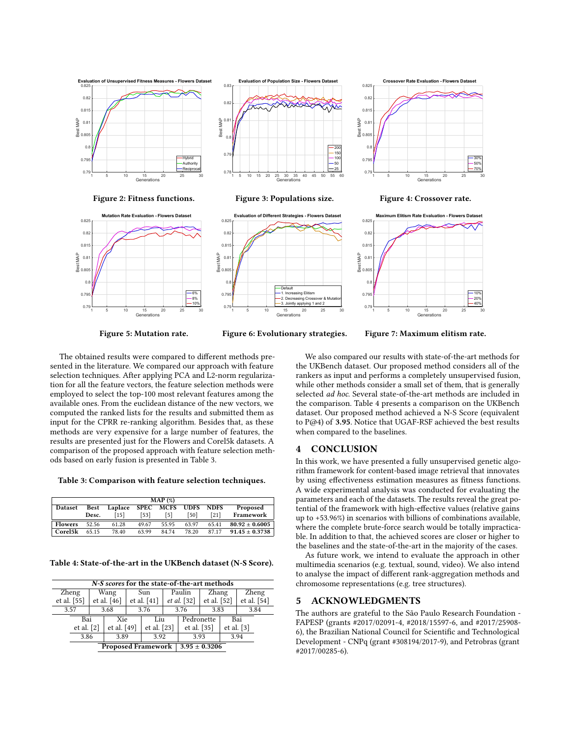Figure 2: Fitness functions.

Figure 3: Populations size.

Figure 4: Crossover rate.

Figure 5: Mutation rate.

Figure 6: Evolutionary strategies.

Figure 7: Maximum elitism rate.

The obtained results were compared to different methods presented in the literature. We compared our approach with feature selection techniques. After applying PCA and L2-norm regularization for all the feature vectors, the feature selection methods were employed to select the top-100 most relevant features among the available ones. From the euclidean distance of the new vectors, we computed the ranked lists for the results and submitted them as input for the CPRR re-ranking algorithm. Besides that, as these methods are very expensive for a large number of features, the results are presented just for the Flowers and Corel5k datasets. A comparison of the proposed approach with feature selection methods based on early fusion is presented in Table 3.

**Table 3: Comparison with feature selection techniques.**

| Dataset | Best Desc. | Laplace [15] | SPEC [53] | MCFS [5] | UDFS [50] | NDFS [21] | Proposed Framework |
|---|---|---|---|---|---|---|---|
| | MAP (%) | | | | | | |
| **Flowers** | 52.56 | 61.28 | 49.67 | 55.95 | 63.97 | 65.41 | **80.92 ± 0.6005** |
| **Corel5k** | 65.15 | 78.40 | 63.99 | 84.74 | 78.20 | 87.17 | **91.45 ± 0.3738** |

**Table 4: State-of-the-art in the UKBench dataset (N-S Score).**

| *N-S scores* for the state-of-the-art methods | | | | | |
|---|---|---|---|---|---|
| Zheng et al. [55] | Wang et al. [46] | Sun et al. [41] | Paulin *et al.* [32] | Zhang et al. [52] | Zheng et al. [54] |
| 3.57 | 3.68 | 3.76 | 3.76 | 3.83 | 3.84 |
| Bai et al. [2] | Xie et al. [49] | Liu et al. [23] | Pedronette et al. [35] | Bai et al. [3] | |
| 3.86 | 3.89 | 3.92 | 3.93 | 3.94 | |
| **Proposed Framework** | **3.95 ± 0.3206** | | | | |

We also compared our results with state-of-the-art methods for the UKBench dataset. Our proposed method considers all of the rankers as input and performs a completely unsupervised fusion, while other methods consider a small set of them, that is generally selected *ad hoc*. Several state-of-the-art methods are included in the comparison. Table 4 presents a comparison on the UKBench dataset. Our proposed method achieved a N-S Score (equivalent to P@4) of **3.95**. Notice that UGAF-RSF achieved the best results when compared to the baselines.

## 4 CONCLUSION

In this work, we have presented a fully unsupervised genetic algorithm framework for content-based image retrieval that innovates by using effectiveness estimation measures as fitness functions. A wide experimental analysis was conducted for evaluating the parameters and each of the datasets. The results reveal the great potential of the framework with high-effective values (relative gains up to +53.96%) in scenarios with billions of combinations available, where the complete brute-force search would be totally impracticable. In addition to that, the achieved scores are closer or higher to the baselines and the state-of-the-art in the majority of the cases.

As future work, we intend to evaluate the approach in other multimedia scenarios (e.g. textual, sound, video). We also intend to analyse the impact of different rank-aggregation methods and chromosome representations (e.g. tree structures).

## 5 ACKNOWLEDGMENTS

The authors are grateful to the São Paulo Research Foundation - FAPESP (grants #2017/02091-4, #2018/15597-6, and #2017/25908-6), the Brazilian National Council for Scientific and Technological Development - CNPq (grant #308194/2017-9), and Petrobras (grant #2017/00285-6).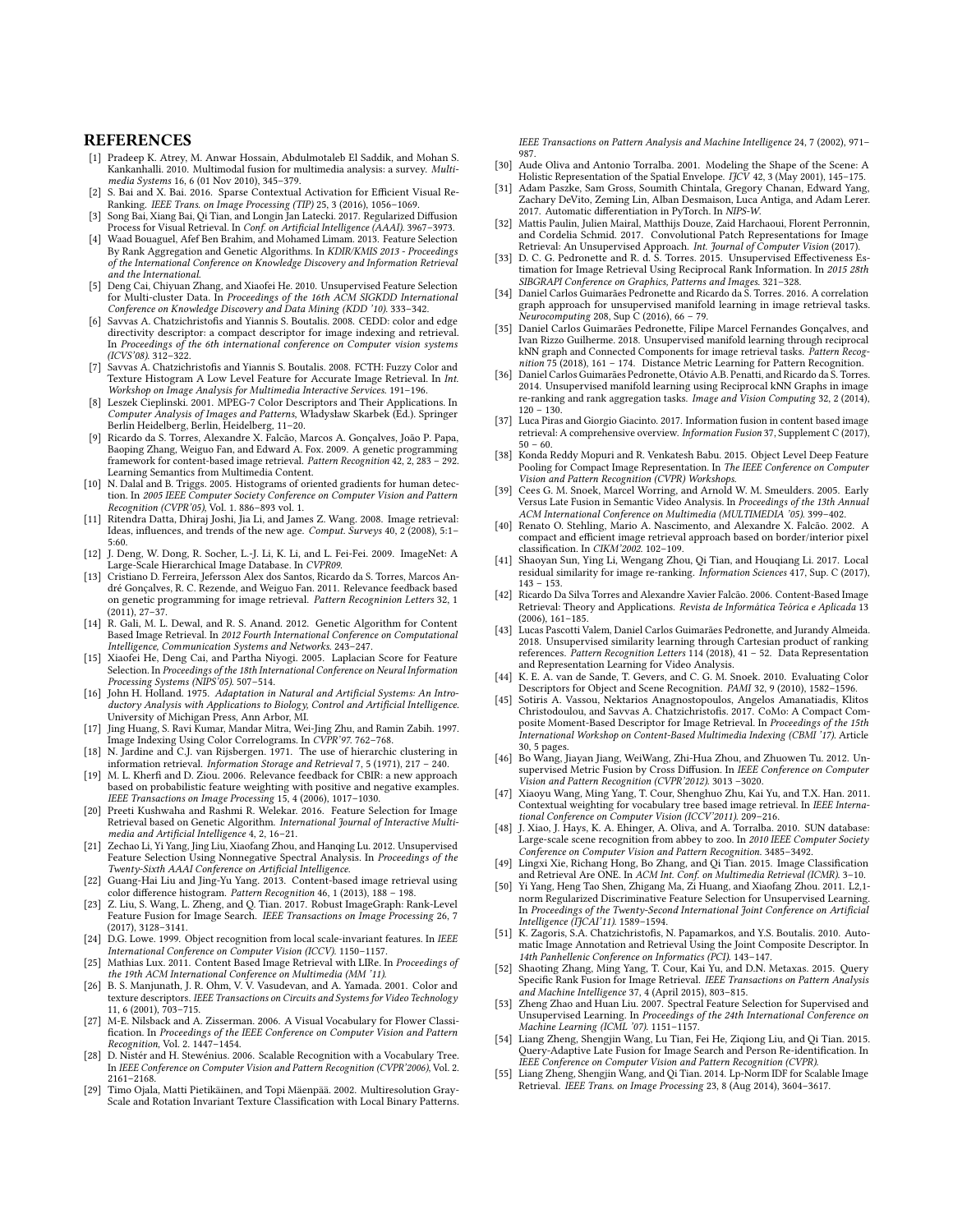## REFERENCES

[1] Pradeep K. Atrey, M. Anwar Hossain, Abdulmotaleb El Saddik, and Mohan S. Kankanhalli. 2010. Multimodal fusion for multimedia analysis: a survey. *Multimedia Systems* 16, 6 (01 Nov 2010), 345–379.

[2] S. Bai and X. Bai. 2016. Sparse Contextual Activation for Efficient Visual Re-Ranking. *IEEE Trans. on Image Processing (TIP)* 25, 3 (2016), 1056–1069.

[3] Song Bai, Xiang Bai, Qi Tian, and Longin Jan Latecki. 2017. Regularized Diffusion Process for Visual Retrieval. In *Conf. on Artificial Intelligence (AAAI)*. 3967–3973.

[4] Waad Bouaguel, Afef Ben Brahim, and Mohamed Limam. 2013. Feature Selection By Rank Aggregation and Genetic Algorithms. In *KDIR/KMIS 2013 - Proceedings of the International Conference on Knowledge Discovery and Information Retrieval and the International*.

[5] Deng Cai, Chiyuan Zhang, and Xiaofei He. 2010. Unsupervised Feature Selection for Multi-cluster Data. In *Proceedings of the 16th ACM SIGKDD International Conference on Knowledge Discovery and Data Mining (KDD '10)*. 333–342.

[6] Savvas A. Chatzichristofis and Yiannis S. Boutalis. 2008. CEDD: color and edge directivity descriptor: a compact descriptor for image indexing and retrieval. In *Proceedings of the 6th international conference on Computer vision systems (ICVS'08)*. 312–322.

[7] Savvas A. Chatzichristofis and Yiannis S. Boutalis. 2008. FCTH: Fuzzy Color and Texture Histogram A Low Level Feature for Accurate Image Retrieval. In *Int. Workshop on Image Analysis for Multimedia Interactive Services*. 191–196.

[8] Leszek Cieplinski. 2001. MPEG-7 Color Descriptors and Their Applications. In *Computer Analysis of Images and Patterns*, Władysław Skarbek (Ed.). Springer Berlin Heidelberg, Berlin, Heidelberg, 11–20.

[9] Ricardo da S. Torres, Alexandre X. Falcão, Marcos A. Gonçalves, João P. Papa, Baoping Zhang, Weiguo Fan, and Edward A. Fox. 2009. A genetic programming framework for content-based image retrieval. *Pattern Recognition* 42, 2 (2009), 283 – 292. Learning Semantics from Multimedia Content.

[10] N. Dalal and B. Triggs. 2005. Histograms of oriented gradients for human detection. In *2005 IEEE Computer Society Conference on Computer Vision and Pattern Recognition (CVPR'05)*, Vol. 1. 886–893 vol. 1.

[11] Ritendra Datta, Dhiraj Joshi, Jia Li, and James Z. Wang. 2008. Image retrieval: Ideas, influences, and trends of the new age. *Comput. Surveys* 40, 2 (2008), 5:1–5:60.

[12] J. Deng, W. Dong, R. Socher, L.-J. Li, K. Li, and L. Fei-Fei. 2009. ImageNet: A Large-Scale Hierarchical Image Database. In *CVPR09*.

[13] Cristiano D. Ferreira, Jefersson Alex dos Santos, Ricardo da S. Torres, Marcos André Gonçalves, R. C. Rezende, and Weiguo Fan. 2011. Relevance feedback based on genetic programming for image retrieval. *Pattern Recogninion Letters* 32, 1 (2011), 27–37.

[14] R. Gali, M. L. Dewal, and R. S. Anand. 2012. Genetic Algorithm for Content Based Image Retrieval. In *2012 Fourth International Conference on Computational Intelligence, Communication Systems and Networks*. 243–247.

[15] Xiaofei He, Deng Cai, and Partha Niyogi. 2005. Laplacian Score for Feature Selection. In *Proceedings of the 18th International Conference on Neural Information Processing Systems (NIPS'05)*. 507–514.

[16] John H. Holland. 1975. *Adaptation in Natural and Artificial Systems: An Introductory Analysis with Applications to Biology, Control and Artificial Intelligence*. University of Michigan Press, Ann Arbor, MI.

[17] Jing Huang, S. Ravi Kumar, Mandar Mitra, Wei-Jing Zhu, and Ramin Zabih. 1997. Image Indexing Using Color Correlograms. In *CVPR'97*. 762–768.

[18] N. Jardine and C.J. van Rijsbergen. 1971. The use of hierarchic clustering in information retrieval. *Information Storage and Retrieval* 7, 5 (1971), 217 – 240.

[19] M. L. Kherfi and D. Ziou. 2006. Relevance feedback for CBIR: a new approach based on probabilistic feature weighting with positive and negative examples. *IEEE Transactions on Image Processing* 15, 4 (2006), 1017–1030.

[20] Preeti Kushwaha and Rashmi R. Welekar. 2016. Feature Selection for Image Retrieval based on Genetic Algorithm. *International Journal of Interactive Multimedia and Artificial Intelligence* 4, 2, 16–21.

[21] Zechao Li, Yi Yang, Jing Liu, Xiaofang Zhou, and Hanqing Lu. 2012. Unsupervised Feature Selection Using Nonnegative Spectral Analysis. In *Proceedings of the Twenty-Sixth AAAI Conference on Artificial Intelligence*.

[22] Guang-Hai Liu and Jing-Yu Yang. 2013. Content-based image retrieval using color difference histogram. *Pattern Recognition* 46, 1 (2013), 188 – 198.

[23] Z. Liu, S. Wang, L. Zheng, and Q. Tian. 2017. Robust ImageGraph: Rank-Level Feature Fusion for Image Search. *IEEE Transactions on Image Processing* 26, 7 (2017), 3128–3141.

[24] D.G. Lowe. 1999. Object recognition from local scale-invariant features. In *IEEE International Conference on Computer Vision (ICCV)*. 1150–1157.

[25] Mathias Lux. 2011. Content Based Image Retrieval with LIRe. In *Proceedings of the 19th ACM International Conference on Multimedia (MM '11)*.

[26] B. S. Manjunath, J. R. Ohm, V. V. Vasudevan, and A. Yamada. 2001. Color and texture descriptors. *IEEE Transactions on Circuits and Systems for Video Technology* 11, 6 (2001), 703–715.

[27] M-E. Nilsback and A. Zisserman. 2006. A Visual Vocabulary for Flower Classification. In *Proceedings of the IEEE Conference on Computer Vision and Pattern Recognition*, Vol. 2. 1447–1454.

[28] D. Nistér and H. Stewénius. 2006. Scalable Recognition with a Vocabulary Tree. In *IEEE Conference on Computer Vision and Pattern Recognition (CVPR'2006)*, Vol. 2. 2161–2168.

[29] Timo Ojala, Matti Pietikäinen, and Topi Mäenpää. 2002. Multiresolution Gray-Scale and Rotation Invariant Texture Classification with Local Binary Patterns. *IEEE Transactions on Pattern Analysis and Machine Intelligence* 24, 7 (2002), 971–987.

[30] Aude Oliva and Antonio Torralba. 2001. Modeling the Shape of the Scene: A Holistic Representation of the Spatial Envelope. *IJCV* 42, 3 (May 2001), 145–175.

[31] Adam Paszke, Sam Gross, Soumith Chintala, Gregory Chanan, Edward Yang, Zachary DeVito, Zeming Lin, Alban Desmaison, Luca Antiga, and Adam Lerer. 2017. Automatic differentiation in PyTorch. In *NIPS-W*.

[32] Mattis Paulin, Julien Mairal, Matthijs Douze, Zaid Harchaoui, Florent Perronnin, and Cordelia Schmid. 2017. Convolutional Patch Representations for Image Retrieval: An Unsupervised Approach. *Int. Journal of Computer Vision* (2017).

[33] D. C. G. Pedronette and R. d. S. Torres. 2015. Unsupervised Effectiveness Estimation for Image Retrieval Using Reciprocal Rank Information. In *2015 28th SIBGRAPI Conference on Graphics, Patterns and Images*. 321–328.

[34] Daniel Carlos Guimarães Pedronette and Ricardo da S. Torres. 2016. A correlation graph approach for unsupervised manifold learning in image retrieval tasks. *Neurocomputing* 208, Sup C (2016), 66 – 79.

[35] Daniel Carlos Guimarães Pedronette, Filipe Marcel Fernandes Gonçalves, and Ivan Rizzo Guilherme. 2018. Unsupervised manifold learning through reciprocal kNN graph and Connected Components for image retrieval tasks. *Pattern Recognition* 75 (2018), 161 – 174. Distance Metric Learning for Pattern Recognition.

[36] Daniel Carlos Guimarães Pedronette, Otávio A.B. Penatti, and Ricardo da S. Torres. 2014. Unsupervised manifold learning using Reciprocal kNN Graphs in image re-ranking and rank aggregation tasks. *Image and Vision Computing* 32, 2 (2014), 120 – 130.

[37] Luca Piras and Giorgio Giacinto. 2017. Information fusion in content based image retrieval: A comprehensive overview. *Information Fusion* 37, Supplement C (2017), 50 – 60.

[38] Konda Reddy Mopuri and R. Venkatesh Babu. 2015. Object Level Deep Feature Pooling for Compact Image Representation. In *The IEEE Conference on Computer Vision and Pattern Recognition (CVPR) Workshops*.

[39] Cees G. M. Snoek, Marcel Worring, and Arnold W. M. Smeulders. 2005. Early Versus Late Fusion in Semantic Video Analysis. In *Proceedings of the 13th Annual ACM International Conference on Multimedia (MULTIMEDIA '05)*. 399–402.

[40] Renato O. Stehling, Mario A. Nascimento, and Alexandre X. Falcão. 2002. A compact and efficient image retrieval approach based on border/interior pixel classification. In *CIKM'2002*. 102–109.

[41] Shaoyan Sun, Ying Li, Wengang Zhou, Qi Tian, and Houqiang Li. 2017. Local residual similarity for image re-ranking. *Information Sciences* 417, Sup. C (2017), 143 – 153.

[42] Ricardo Da Silva Torres and Alexandre Xavier Falcão. 2006. Content-Based Image Retrieval: Theory and Applications. *Revista de Informática Teórica e Aplicada* 13 (2006), 161–185.

[43] Lucas Pascotti Valem, Daniel Carlos Guimarães Pedronette, and Jurandy Almeida. 2018. Unsupervised similarity learning through Cartesian product of ranking references. *Pattern Recognition Letters* 114 (2018), 41 – 52. Data Representation and Representation Learning for Video Analysis.

[44] K. E. A. van de Sande, T. Gevers, and C. G. M. Snoek. 2010. Evaluating Color Descriptors for Object and Scene Recognition. *PAMI* 32, 9 (2010), 1582–1596.

[45] Sotiris A. Vassou, Nektarios Anagnostopoulos, Angelos Amanatiadis, Klitos Christodoulou, and Savvas A. Chatzichristofis. 2017. CoMo: A Compact Composite Moment-Based Descriptor for Image Retrieval. In *Proceedings of the 15th International Workshop on Content-Based Multimedia Indexing (CBMI '17)*. Article 30, 5 pages.

[46] Bo Wang, Jiayan Jiang, WeiWang, Zhi-Hua Zhou, and Zhuowen Tu. 2012. Unsupervised Metric Fusion by Cross Diffusion. In *IEEE Conference on Computer Vision and Pattern Recognition (CVPR'2012)*. 3013 –3020.

[47] Xiaoyu Wang, Ming Yang, T. Cour, Shenghuo Zhu, Kai Yu, and T.X. Han. 2011. Contextual weighting for vocabulary tree based image retrieval. In *IEEE International Conference on Computer Vision (ICCV'2011)*. 209–216.

[48] J. Xiao, J. Hays, K. A. Ehinger, A. Oliva, and A. Torralba. 2010. SUN database: Large-scale scene recognition from abbey to zoo. In *2010 IEEE Computer Society Conference on Computer Vision and Pattern Recognition*. 3485–3492.

[49] Lingxi Xie, Richang Hong, Bo Zhang, and Qi Tian. 2015. Image Classification and Retrieval Are ONE. In *ACM Int. Conf. on Multimedia Retrieval (ICMR)*. 3–10.

[50] Yi Yang, Heng Tao Shen, Zhigang Ma, Zi Huang, and Xiaofang Zhou. 2011. L2,1-norm Regularized Discriminative Feature Selection for Unsupervised Learning. In *Proceedings of the Twenty-Second International Joint Conference on Artificial Intelligence (IJCAI'11)*. 1589–1594.

[51] K. Zagoris, S.A. Chatzichristofis, N. Papamarkos, and Y.S. Boutalis. 2010. Automatic Image Annotation and Retrieval Using the Joint Composite Descriptor. In *14th Panhellenic Conference on Informatics (PCI)*. 143–147.

[52] Shaoting Zhang, Ming Yang, T. Cour, Kai Yu, and D.N. Metaxas. 2015. Query Specific Rank Fusion for Image Retrieval. *IEEE Transactions on Pattern Analysis and Machine Intelligence* 37, 4 (April 2015), 803–815.

[53] Zheng Zhao and Huan Liu. 2007. Spectral Feature Selection for Supervised and Unsupervised Learning. In *Proceedings of the 24th International Conference on Machine Learning (ICML '07)*. 1151–1157.

[54] Liang Zheng, Shengjin Wang, Lu Tian, Fei He, Ziqiong Liu, and Qi Tian. 2015. Query-Adaptive Late Fusion for Image Search and Person Re-identification. In *IEEE Conference on Computer Vision and Pattern Recognition (CVPR)*.

[55] Liang Zheng, Shengjin Wang, and Qi Tian. 2014. Lp-Norm IDF for Scalable Image Retrieval. *IEEE Trans. on Image Processing* 23, 8 (Aug 2014), 3604–3617.